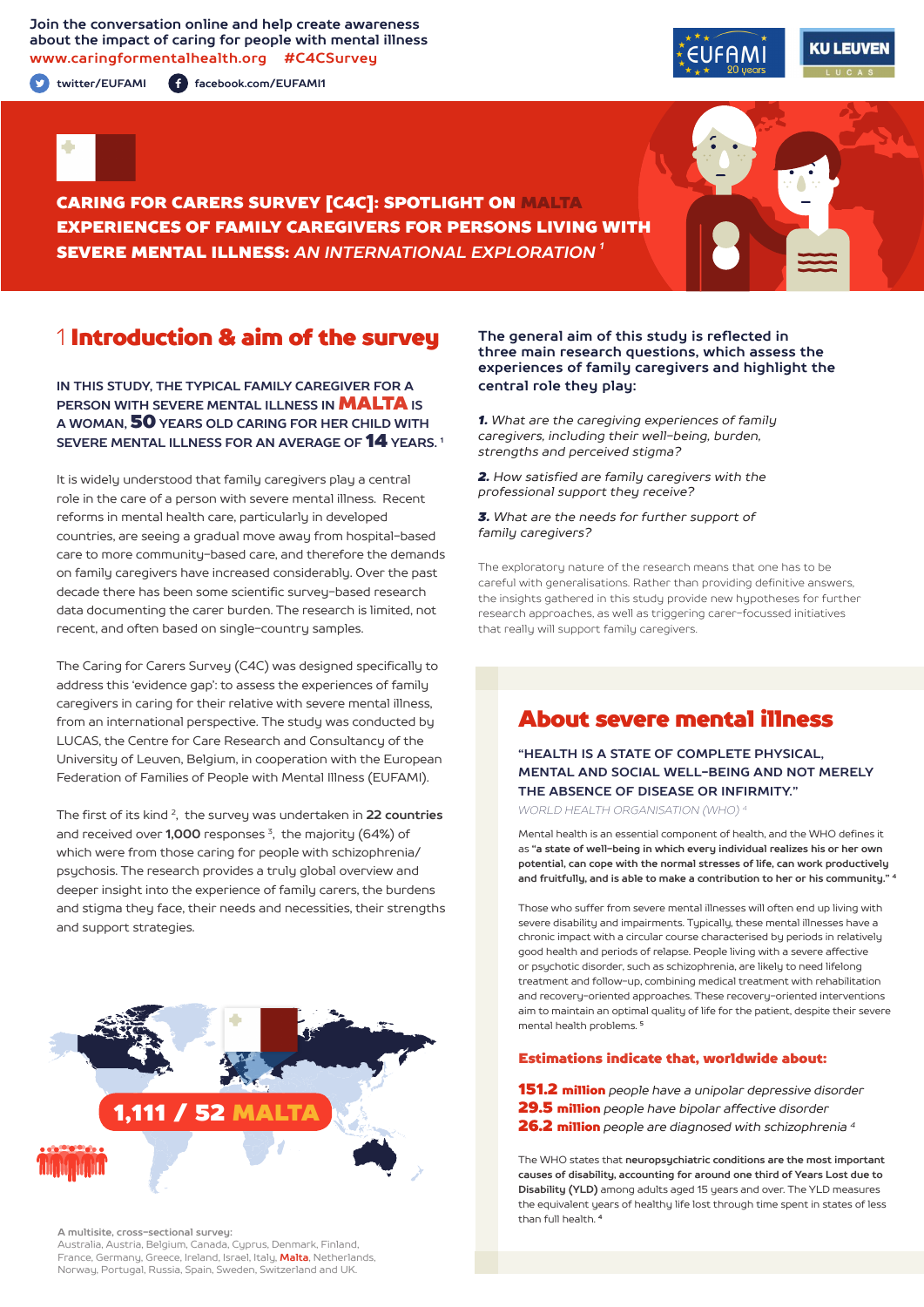Join the conversation online and help create awareness about the impact of caring for people with mental illness
www.caringformentalhealth.org #C4CSurvey

twitter/EUFAMI facebook.com/EUFAMI1

# CARING FOR CARERS SURVEY [C4C]: SPOTLIGHT ON MALTA
## EXPERIENCES OF FAMILY CAREGIVERS FOR PERSONS LIVING WITH SEVERE MENTAL ILLNESS: *AN INTERNATIONAL EXPLORATION* [1]

## 1 Introduction & aim of the survey

**IN THIS STUDY, THE TYPICAL FAMILY CAREGIVER FOR A PERSON WITH SEVERE MENTAL ILLNESS IN MALTA IS A WOMAN, 50 YEARS OLD CARING FOR HER CHILD WITH SEVERE MENTAL ILLNESS FOR AN AVERAGE OF 14 YEARS.** [1]

It is widely understood that family caregivers play a central role in the care of a person with severe mental illness. Recent reforms in mental health care, particularly in developed countries, are seeing a gradual move away from hospital-based care to more community-based care, and therefore the demands on family caregivers have increased considerably. Over the past decade there has been some scientific survey-based research data documenting the carer burden. The research is limited, not recent, and often based on single-country samples.

The Caring for Carers Survey (C4C) was designed specifically to address this 'evidence gap': to assess the experiences of family caregivers in caring for their relative with severe mental illness, from an international perspective. The study was conducted by LUCAS, the Centre for Care Research and Consultancy of the University of Leuven, Belgium, in cooperation with the European Federation of Families of People with Mental Illness (EUFAMI).

The first of its kind [2], the survey was undertaken in **22 countries** and received over **1,000** responses [3], the majority (64%) of which were from those caring for people with schizophrenia/ psychosis. The research provides a truly global overview and deeper insight into the experience of family carers, the burdens and stigma they face, their needs and necessities, their strengths and support strategies.

**1,111 / 52 MALTA**

**A multisite, cross-sectional survey:**
Australia, Austria, Belgium, Canada, Cyprus, Denmark, Finland, France, Germany, Greece, Ireland, Israel, Italy, **Malta**, Netherlands, Norway, Portugal, Russia, Spain, Sweden, Switzerland and UK.

**The general aim of this study is reflected in three main research questions, which assess the experiences of family caregivers and highlight the central role they play:**

***1.*** *What are the caregiving experiences of family caregivers, including their well-being, burden, strengths and perceived stigma?*

***2.*** *How satisfied are family caregivers with the professional support they receive?*

***3.*** *What are the needs for further support of family caregivers?*

The exploratory nature of the research means that one has to be careful with generalisations. Rather than providing definitive answers, the insights gathered in this study provide new hypotheses for further research approaches, as well as triggering carer-focussed initiatives that really will support family caregivers.

## About severe mental illness

**"HEALTH IS A STATE OF COMPLETE PHYSICAL, MENTAL AND SOCIAL WELL-BEING AND NOT MERELY THE ABSENCE OF DISEASE OR INFIRMITY."**
*WORLD HEALTH ORGANISATION (WHO)* [4]

Mental health is an essential component of health, and the WHO defines it as **"a state of well-being in which every individual realizes his or her own potential, can cope with the normal stresses of life, can work productively and fruitfully, and is able to make a contribution to her or his community."** [4]

Those who suffer from severe mental illnesses will often end up living with severe disability and impairments. Typically, these mental illnesses have a chronic impact with a circular course characterised by periods in relatively good health and periods of relapse. People living with a severe affective or psychotic disorder, such as schizophrenia, are likely to need lifelong treatment and follow-up, combining medical treatment with rehabilitation and recovery-oriented approaches. These recovery-oriented interventions aim to maintain an optimal quality of life for the patient, despite their severe mental health problems. [5]

### Estimations indicate that, worldwide about:

**151.2 million** *people have a unipolar depressive disorder*
**29.5 million** *people have bipolar affective disorder*
**26.2 million** *people are diagnosed with schizophrenia* [4]

The WHO states that **neuropsychiatric conditions are the most important causes of disability, accounting for around one third of Years Lost due to Disability (YLD)** among adults aged 15 years and over. The YLD measures the equivalent years of healthy life lost through time spent in states of less than full health. [4]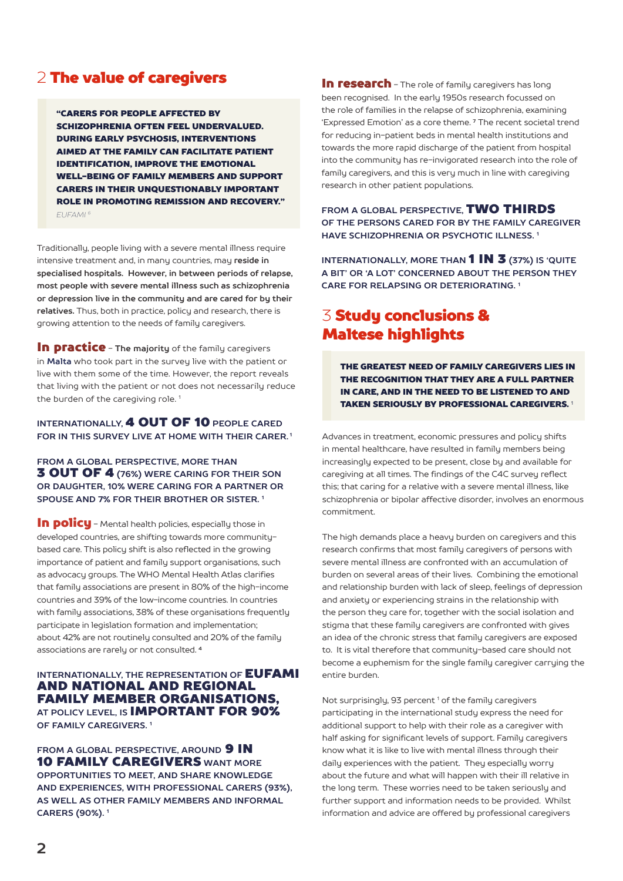## 2 The value of caregivers

> **"CARERS FOR PEOPLE AFFECTED BY SCHIZOPHRENIA OFTEN FEEL UNDERVALUED. DURING EARLY PSYCHOSIS, INTERVENTIONS AIMED AT THE FAMILY CAN FACILITATE PATIENT IDENTIFICATION, IMPROVE THE EMOTIONAL WELL-BEING OF FAMILY MEMBERS AND SUPPORT CARERS IN THEIR UNQUESTIONABLY IMPORTANT ROLE IN PROMOTING REMISSION AND RECOVERY."**
> *EUFAMI* [6]

Traditionally, people living with a severe mental illness require intensive treatment and, in many countries, may **reside in specialised hospitals. However, in between periods of relapse, most people with severe mental illness such as schizophrenia or depression live in the community and are cared for by their relatives.** Thus, both in practice, policy and research, there is growing attention to the needs of family caregivers.

**In practice** – **The majority** of the family caregivers in **Malta** who took part in the survey live with the patient or live with them some of the time. However, the report reveals that living with the patient or not does not necessarily reduce the burden of the caregiving role. [1]

**INTERNATIONALLY, 4 OUT OF 10 PEOPLE CARED FOR IN THIS SURVEY LIVE AT HOME WITH THEIR CARER.** [1]

**FROM A GLOBAL PERSPECTIVE, MORE THAN 3 OUT OF 4 (76%) WERE CARING FOR THEIR SON OR DAUGHTER, 10% WERE CARING FOR A PARTNER OR SPOUSE AND 7% FOR THEIR BROTHER OR SISTER.** [1]

**In policy** – Mental health policies, especially those in developed countries, are shifting towards more community-based care. This policy shift is also reflected in the growing importance of patient and family support organisations, such as advocacy groups. The WHO Mental Health Atlas clarifies that family associations are present in 80% of the high-income countries and 39% of the low-income countries. In countries with family associations, 38% of these organisations frequently participate in legislation formation and implementation; about 42% are not routinely consulted and 20% of the family associations are rarely or not consulted. [4]

**INTERNATIONALLY, THE REPRESENTATION OF EUFAMI AND NATIONAL AND REGIONAL FAMILY MEMBER ORGANISATIONS, AT POLICY LEVEL, IS IMPORTANT FOR 90% OF FAMILY CAREGIVERS.** [1]

**FROM A GLOBAL PERSPECTIVE, AROUND 9 IN 10 FAMILY CAREGIVERS WANT MORE OPPORTUNITIES TO MEET, AND SHARE KNOWLEDGE AND EXPERIENCES, WITH PROFESSIONAL CARERS (93%), AS WELL AS OTHER FAMILY MEMBERS AND INFORMAL CARERS (90%).** [1]

**In research** – The role of family caregivers has long been recognised. In the early 1950s research focussed on the role of families in the relapse of schizophrenia, examining 'Expressed Emotion' as a core theme. [7] The recent societal trend for reducing in-patient beds in mental health institutions and towards the more rapid discharge of the patient from hospital into the community has re-invigorated research into the role of family caregivers, and this is very much in line with caregiving research in other patient populations.

**FROM A GLOBAL PERSPECTIVE, TWO THIRDS OF THE PERSONS CARED FOR BY THE FAMILY CAREGIVER HAVE SCHIZOPHRENIA OR PSYCHOTIC ILLNESS.** [1]

**INTERNATIONALLY, MORE THAN 1 IN 3 (37%) IS 'QUITE A BIT' OR 'A LOT' CONCERNED ABOUT THE PERSON THEY CARE FOR RELAPSING OR DETERIORATING.** [1]

## 3 Study conclusions & Maltese highlights

> **THE GREATEST NEED OF FAMILY CAREGIVERS LIES IN THE RECOGNITION THAT THEY ARE A FULL PARTNER IN CARE, AND IN THE NEED TO BE LISTENED TO AND TAKEN SERIOUSLY BY PROFESSIONAL CAREGIVERS.** [1]

Advances in treatment, economic pressures and policy shifts in mental healthcare, have resulted in family members being increasingly expected to be present, close by and available for caregiving at all times. The findings of the C4C survey reflect this; that caring for a relative with a severe mental illness, like schizophrenia or bipolar affective disorder, involves an enormous commitment.

The high demands place a heavy burden on caregivers and this research confirms that most family caregivers of persons with severe mental illness are confronted with an accumulation of burden on several areas of their lives. Combining the emotional and relationship burden with lack of sleep, feelings of depression and anxiety or experiencing strains in the relationship with the person they care for, together with the social isolation and stigma that these family caregivers are confronted with gives an idea of the chronic stress that family caregivers are exposed to. It is vital therefore that community-based care should not become a euphemism for the single family caregiver carrying the entire burden.

Not surprisingly, 93 percent [1] of the family caregivers participating in the international study express the need for additional support to help with their role as a caregiver with half asking for significant levels of support. Family caregivers know what it is like to live with mental illness through their daily experiences with the patient. They especially worry about the future and what will happen with their ill relative in the long term. These worries need to be taken seriously and further support and information needs to be provided. Whilst information and advice are offered by professional caregivers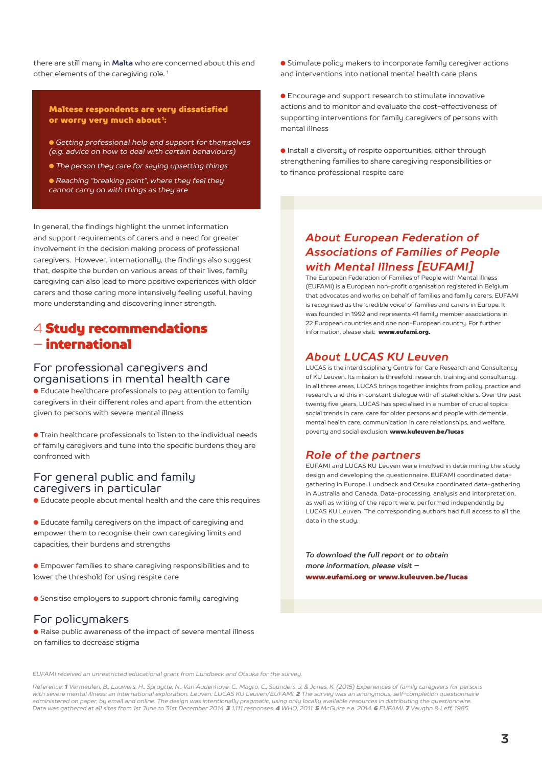there are still many in **Malta** who are concerned about this and other elements of the caregiving role. [1]

**Maltese respondents are very dissatisfied or worry very much about[1]:**

- *Getting professional help and support for themselves (e.g. advice on how to deal with certain behaviours)*
- *The person they care for saying upsetting things*
- *Reaching "breaking point", where they feel they cannot carry on with things as they are*

In general, the findings highlight the unmet information and support requirements of carers and a need for greater involvement in the decision making process of professional caregivers. However, internationally, the findings also suggest that, despite the burden on various areas of their lives, family caregiving can also lead to more positive experiences with older carers and those caring more intensively feeling useful, having more understanding and discovering inner strength.

## 4 Study recommendations – international

### For professional caregivers and organisations in mental health care

- Educate healthcare professionals to pay attention to family caregivers in their different roles and apart from the attention given to persons with severe mental illness
- Train healthcare professionals to listen to the individual needs of family caregivers and tune into the specific burdens they are confronted with

### For general public and family caregivers in particular

- Educate people about mental health and the care this requires
- Educate family caregivers on the impact of caregiving and empower them to recognise their own caregiving limits and capacities, their burdens and strengths
- Empower families to share caregiving responsibilities and to lower the threshold for using respite care
- Sensitise employers to support chronic family caregiving

### For policymakers

- Raise public awareness of the impact of severe mental illness on families to decrease stigma
- Stimulate policy makers to incorporate family caregiver actions and interventions into national mental health care plans
- Encourage and support research to stimulate innovative actions and to monitor and evaluate the cost-effectiveness of supporting interventions for family caregivers of persons with mental illness
- Install a diversity of respite opportunities, either through strengthening families to share caregiving responsibilities or to finance professional respite care

## *About European Federation of Associations of Families of People with Mental Illness [EUFAMI]*

The European Federation of Families of People with Mental Illness (EUFAMI) is a European non-profit organisation registered in Belgium that advocates and works on behalf of families and family carers. EUFAMI is recognised as the 'credible voice' of families and carers in Europe. It was founded in 1992 and represents 41 family member associations in 22 European countries and one non-European country. For further information, please visit: **www.eufami.org.**

## *About LUCAS KU Leuven*

LUCAS is the interdisciplinary Centre for Care Research and Consultancy of KU Leuven. Its mission is threefold: research, training and consultancy. In all three areas, LUCAS brings together insights from policy, practice and research, and this in constant dialogue with all stakeholders. Over the past twenty five years, LUCAS has specialised in a number of crucial topics: social trends in care, care for older persons and people with dementia, mental health care, communication in care relationships, and welfare, poverty and social exclusion. **www.kuleuven.be/lucas**

## *Role of the partners*

EUFAMI and LUCAS KU Leuven were involved in determining the study design and developing the questionnaire. EUFAMI coordinated data-gathering in Europe. Lundbeck and Otsuka coordinated data-gathering in Australia and Canada. Data-processing, analysis and interpretation, as well as writing of the report were, performed independently by LUCAS KU Leuven. The corresponding authors had full access to all the data in the study.

***To download the full report or to obtain more information, please visit – www.eufami.org or www.kuleuven.be/lucas***

*EUFAMI received an unrestricted educational grant from Lundbeck and Otsuka for the survey.*

*Reference: **1** Vermeulen, B., Lauwers, H., Spruytte, N., Van Audenhove, C., Magro, C., Saunders, J. & Jones, K. (2015) Experiences of family caregivers for persons with severe mental illness: an international exploration. Leuven: LUCAS KU Leuven/EUFAMI. **2** The survey was an anonymous, self-completion questionnaire administered on paper, by email and online. The design was intentionally pragmatic, using only locally available resources in distributing the questionnaire. Data was gathered at all sites from 1st June to 31st December 2014. **3** 1,111 responses. **4** WHO, 2011. **5** McGuire e.a. 2014. **6** EUFAMI. **7** Vaughn & Leff, 1985.*